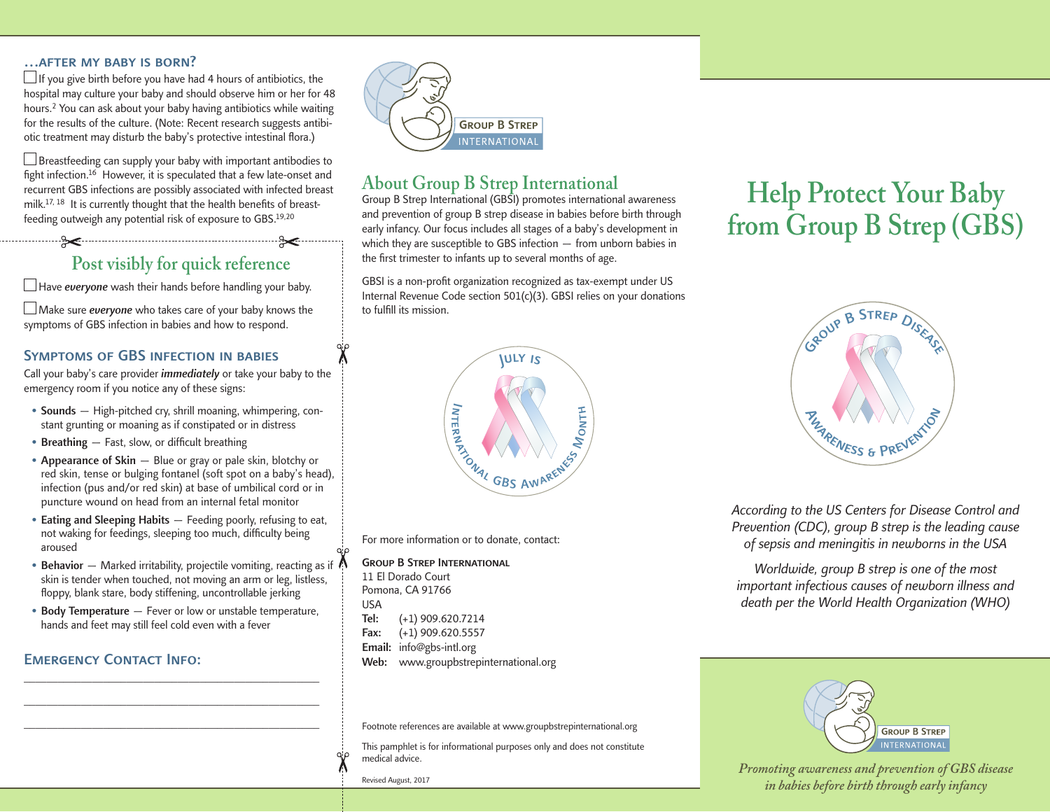### …after my baby is born?

☐ If you give birth before you have had 4 hours of antibiotics, the hospital may culture your baby and should observe him or her for 48 hours.[2] You can ask about your baby having antibiotics while waiting for the results of the culture. (Note: Recent research suggests antibiotic treatment may disturb the baby's protective intestinal flora.)

☐ Breastfeeding can supply your baby with important antibodies to fight infection.[16] However, it is speculated that a few late-onset and recurrent GBS infections are possibly associated with infected breast milk.[17, 18] It is currently thought that the health benefits of breastfeeding outweigh any potential risk of exposure to GBS.[19,20]

## Post visibly for quick reference

☐ Have ***everyone*** wash their hands before handling your baby.

☐ Make sure ***everyone*** who takes care of your baby knows the symptoms of GBS infection in babies and how to respond.

### Symptoms of GBS infection in babies

Call your baby's care provider ***immediately*** or take your baby to the emergency room if you notice any of these signs:

- **Sounds** — High-pitched cry, shrill moaning, whimpering, constant grunting or moaning as if constipated or in distress
- **Breathing** — Fast, slow, or difficult breathing
- **Appearance of Skin** — Blue or gray or pale skin, blotchy or red skin, tense or bulging fontanel (soft spot on a baby's head), infection (pus and/or red skin) at base of umbilical cord or in puncture wound on head from an internal fetal monitor
- **Eating and Sleeping Habits** — Feeding poorly, refusing to eat, not waking for feedings, sleeping too much, difficulty being aroused
- **Behavior** — Marked irritability, projectile vomiting, reacting as if skin is tender when touched, not moving an arm or leg, listless, floppy, blank stare, body stiffening, uncontrollable jerking
- **Body Temperature** — Fever or low or unstable temperature, hands and feet may still feel cold even with a fever

### Emergency Contact Info:

\_\_\_\_\_\_\_\_\_\_\_\_\_\_\_\_\_\_\_\_\_\_\_\_\_\_\_\_\_\_\_\_\_\_\_\_\_\_\_\_

\_\_\_\_\_\_\_\_\_\_\_\_\_\_\_\_\_\_\_\_\_\_\_\_\_\_\_\_\_\_\_\_\_\_\_\_\_\_\_\_

\_\_\_\_\_\_\_\_\_\_\_\_\_\_\_\_\_\_\_\_\_\_\_\_\_\_\_\_\_\_\_\_\_\_\_\_\_\_\_\_

Group B Strep International

## About Group B Strep International

Group B Strep International (GBSI) promotes international awareness and prevention of group B strep disease in babies before birth through early infancy. Our focus includes all stages of a baby's development in which they are susceptible to GBS infection — from unborn babies in the first trimester to infants up to several months of age.

GBSI is a non-profit organization recognized as tax-exempt under US Internal Revenue Code section 501(c)(3). GBSI relies on your donations to fulfill its mission.

July is International GBS Awareness Month

For more information or to donate, contact:

**Group B Strep International**
11 El Dorado Court
Pomona, CA 91766
USA
**Tel:** (+1) 909.620.7214
**Fax:** (+1) 909.620.5557
**Email:** info@gbs-intl.org
**Web:** www.groupbstrepinternational.org

Footnote references are available at www.groupbstrepinternational.org

This pamphlet is for informational purposes only and does not constitute medical advice.

Revised August, 2017

# Help Protect Your Baby from Group B Strep (GBS)

Group B Strep Disease Awareness & Prevention

*According to the US Centers for Disease Control and Prevention (CDC), group B strep is the leading cause of sepsis and meningitis in newborns in the USA*

*Worldwide, group B strep is one of the most important infectious causes of newborn illness and death per the World Health Organization (WHO)*

Group B Strep International

*Promoting awareness and prevention of GBS disease in babies before birth through early infancy*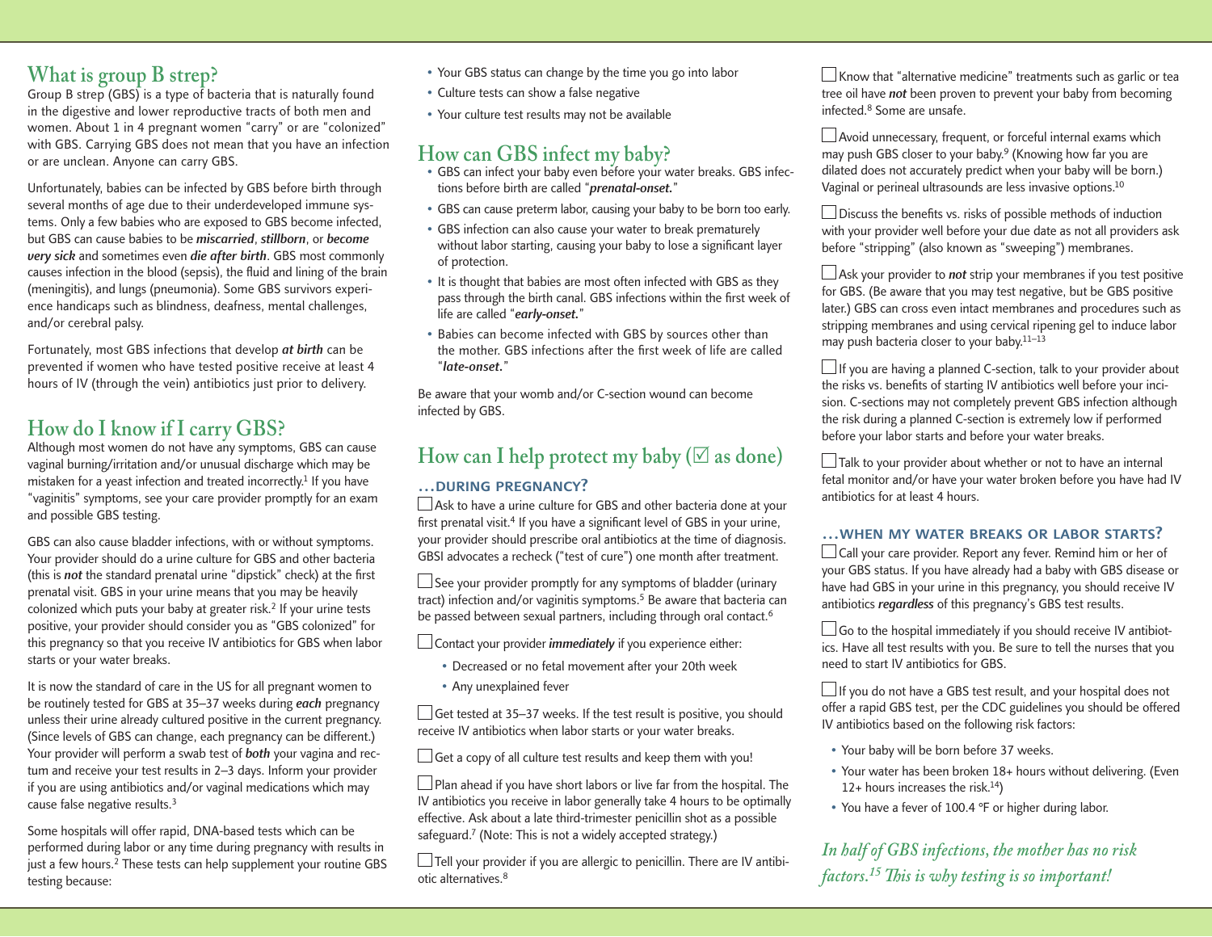## What is group B strep?

Group B strep (GBS) is a type of bacteria that is naturally found in the digestive and lower reproductive tracts of both men and women. About 1 in 4 pregnant women "carry" or are "colonized" with GBS. Carrying GBS does not mean that you have an infection or are unclean. Anyone can carry GBS.

Unfortunately, babies can be infected by GBS before birth through several months of age due to their underdeveloped immune systems. Only a few babies who are exposed to GBS become infected, but GBS can cause babies to be ***miscarried***, ***stillborn***, or ***become very sick*** and sometimes even ***die after birth***. GBS most commonly causes infection in the blood (sepsis), the fluid and lining of the brain (meningitis), and lungs (pneumonia). Some GBS survivors experience handicaps such as blindness, deafness, mental challenges, and/or cerebral palsy.

Fortunately, most GBS infections that develop ***at birth*** can be prevented if women who have tested positive receive at least 4 hours of IV (through the vein) antibiotics just prior to delivery.

## How do I know if I carry GBS?

Although most women do not have any symptoms, GBS can cause vaginal burning/irritation and/or unusual discharge which may be mistaken for a yeast infection and treated incorrectly.[1] If you have "vaginitis" symptoms, see your care provider promptly for an exam and possible GBS testing.

GBS can also cause bladder infections, with or without symptoms. Your provider should do a urine culture for GBS and other bacteria (this is ***not*** the standard prenatal urine "dipstick" check) at the first prenatal visit. GBS in your urine means that you may be heavily colonized which puts your baby at greater risk.[2] If your urine tests positive, your provider should consider you as "GBS colonized" for this pregnancy so that you receive IV antibiotics for GBS when labor starts or your water breaks.

It is now the standard of care in the US for all pregnant women to be routinely tested for GBS at 35–37 weeks during ***each*** pregnancy unless their urine already cultured positive in the current pregnancy. (Since levels of GBS can change, each pregnancy can be different.) Your provider will perform a swab test of ***both*** your vagina and rectum and receive your test results in 2–3 days. Inform your provider if you are using antibiotics and/or vaginal medications which may cause false negative results.[3]

Some hospitals will offer rapid, DNA-based tests which can be performed during labor or any time during pregnancy with results in just a few hours.[2] These tests can help supplement your routine GBS testing because:

- Your GBS status can change by the time you go into labor
- Culture tests can show a false negative
- Your culture test results may not be available

## How can GBS infect my baby?

- GBS can infect your baby even before your water breaks. GBS infections before birth are called "***prenatal-onset.***"
- GBS can cause preterm labor, causing your baby to be born too early.
- GBS infection can also cause your water to break prematurely without labor starting, causing your baby to lose a significant layer of protection.
- It is thought that babies are most often infected with GBS as they pass through the birth canal. GBS infections within the first week of life are called "***early-onset.***"
- Babies can become infected with GBS by sources other than the mother. GBS infections after the first week of life are called "***late-onset.***"

Be aware that your womb and/or C-section wound can become infected by GBS.

## How can I help protect my baby (☑ as done)

### …during pregnancy?

☐ Ask to have a urine culture for GBS and other bacteria done at your first prenatal visit.[4] If you have a significant level of GBS in your urine, your provider should prescribe oral antibiotics at the time of diagnosis. GBSI advocates a recheck ("test of cure") one month after treatment.

☐ See your provider promptly for any symptoms of bladder (urinary tract) infection and/or vaginitis symptoms.[5] Be aware that bacteria can be passed between sexual partners, including through oral contact.[6]

☐ Contact your provider ***immediately*** if you experience either:

- Decreased or no fetal movement after your 20th week
- Any unexplained fever

☐ Get tested at 35–37 weeks. If the test result is positive, you should receive IV antibiotics when labor starts or your water breaks.

☐ Get a copy of all culture test results and keep them with you!

☐ Plan ahead if you have short labors or live far from the hospital. The IV antibiotics you receive in labor generally take 4 hours to be optimally effective. Ask about a late third-trimester penicillin shot as a possible safeguard.[7] (Note: This is not a widely accepted strategy.)

☐ Tell your provider if you are allergic to penicillin. There are IV antibiotic alternatives.[8]

☐ Know that "alternative medicine" treatments such as garlic or tea tree oil have ***not*** been proven to prevent your baby from becoming infected.[8] Some are unsafe.

☐ Avoid unnecessary, frequent, or forceful internal exams which may push GBS closer to your baby.[9] (Knowing how far you are dilated does not accurately predict when your baby will be born.) Vaginal or perineal ultrasounds are less invasive options.[10]

☐ Discuss the benefits vs. risks of possible methods of induction with your provider well before your due date as not all providers ask before "stripping" (also known as "sweeping") membranes.

☐ Ask your provider to ***not*** strip your membranes if you test positive for GBS. (Be aware that you may test negative, but be GBS positive later.) GBS can cross even intact membranes and procedures such as stripping membranes and using cervical ripening gel to induce labor may push bacteria closer to your baby.[11–13]

☐ If you are having a planned C-section, talk to your provider about the risks vs. benefits of starting IV antibiotics well before your incision. C-sections may not completely prevent GBS infection although the risk during a planned C-section is extremely low if performed before your labor starts and before your water breaks.

☐ Talk to your provider about whether or not to have an internal fetal monitor and/or have your water broken before you have had IV antibiotics for at least 4 hours.

### …when my water breaks or labor starts?

☐ Call your care provider. Report any fever. Remind him or her of your GBS status. If you have already had a baby with GBS disease or have had GBS in your urine in this pregnancy, you should receive IV antibiotics ***regardless*** of this pregnancy's GBS test results.

☐ Go to the hospital immediately if you should receive IV antibiotics. Have all test results with you. Be sure to tell the nurses that you need to start IV antibiotics for GBS.

☐ If you do not have a GBS test result, and your hospital does not offer a rapid GBS test, per the CDC guidelines you should be offered IV antibiotics based on the following risk factors:

- Your baby will be born before 37 weeks.
- Your water has been broken 18+ hours without delivering. (Even 12+ hours increases the risk.[14])
- You have a fever of 100.4 °F or higher during labor.

*In half of GBS infections, the mother has no risk factors.[15] This is why testing is so important!*